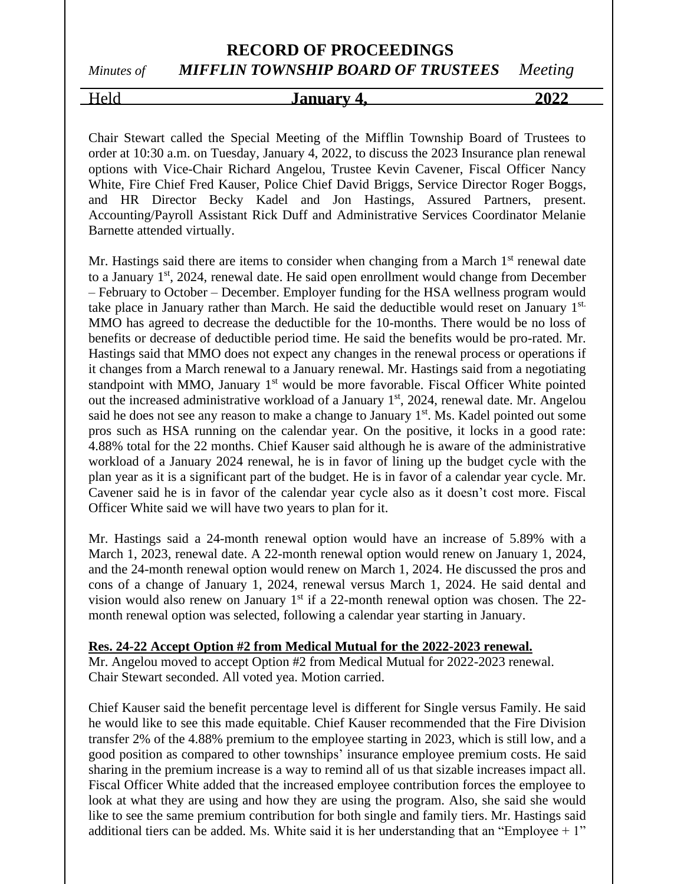# RECORD OF PROCEEDINGS

*Minutes of* ***MIFFLIN TOWNSHIP BOARD OF TRUSTEES*** *Meeting*

Held **January 4, 2022**

Chair Stewart called the Special Meeting of the Mifflin Township Board of Trustees to order at 10:30 a.m. on Tuesday, January 4, 2022, to discuss the 2023 Insurance plan renewal options with Vice-Chair Richard Angelou, Trustee Kevin Cavener, Fiscal Officer Nancy White, Fire Chief Fred Kauser, Police Chief David Briggs, Service Director Roger Boggs, and HR Director Becky Kadel and Jon Hastings, Assured Partners, present. Accounting/Payroll Assistant Rick Duff and Administrative Services Coordinator Melanie Barnette attended virtually.

Mr. Hastings said there are items to consider when changing from a March 1st renewal date to a January 1st, 2024, renewal date. He said open enrollment would change from December – February to October – December. Employer funding for the HSA wellness program would take place in January rather than March. He said the deductible would reset on January 1st. MMO has agreed to decrease the deductible for the 10-months. There would be no loss of benefits or decrease of deductible period time. He said the benefits would be pro-rated. Mr. Hastings said that MMO does not expect any changes in the renewal process or operations if it changes from a March renewal to a January renewal. Mr. Hastings said from a negotiating standpoint with MMO, January 1st would be more favorable. Fiscal Officer White pointed out the increased administrative workload of a January 1st, 2024, renewal date. Mr. Angelou said he does not see any reason to make a change to January 1st. Ms. Kadel pointed out some pros such as HSA running on the calendar year. On the positive, it locks in a good rate: 4.88% total for the 22 months. Chief Kauser said although he is aware of the administrative workload of a January 2024 renewal, he is in favor of lining up the budget cycle with the plan year as it is a significant part of the budget. He is in favor of a calendar year cycle. Mr. Cavener said he is in favor of the calendar year cycle also as it doesn't cost more. Fiscal Officer White said we will have two years to plan for it.

Mr. Hastings said a 24-month renewal option would have an increase of 5.89% with a March 1, 2023, renewal date. A 22-month renewal option would renew on January 1, 2024, and the 24-month renewal option would renew on March 1, 2024. He discussed the pros and cons of a change of January 1, 2024, renewal versus March 1, 2024. He said dental and vision would also renew on January 1st if a 22-month renewal option was chosen. The 22-month renewal option was selected, following a calendar year starting in January.

**Res. 24-22 Accept Option #2 from Medical Mutual for the 2022-2023 renewal.**
Mr. Angelou moved to accept Option #2 from Medical Mutual for 2022-2023 renewal.
Chair Stewart seconded. All voted yea. Motion carried.

Chief Kauser said the benefit percentage level is different for Single versus Family. He said he would like to see this made equitable. Chief Kauser recommended that the Fire Division transfer 2% of the 4.88% premium to the employee starting in 2023, which is still low, and a good position as compared to other townships' insurance employee premium costs. He said sharing in the premium increase is a way to remind all of us that sizable increases impact all. Fiscal Officer White added that the increased employee contribution forces the employee to look at what they are using and how they are using the program. Also, she said she would like to see the same premium contribution for both single and family tiers. Mr. Hastings said additional tiers can be added. Ms. White said it is her understanding that an "Employee + 1"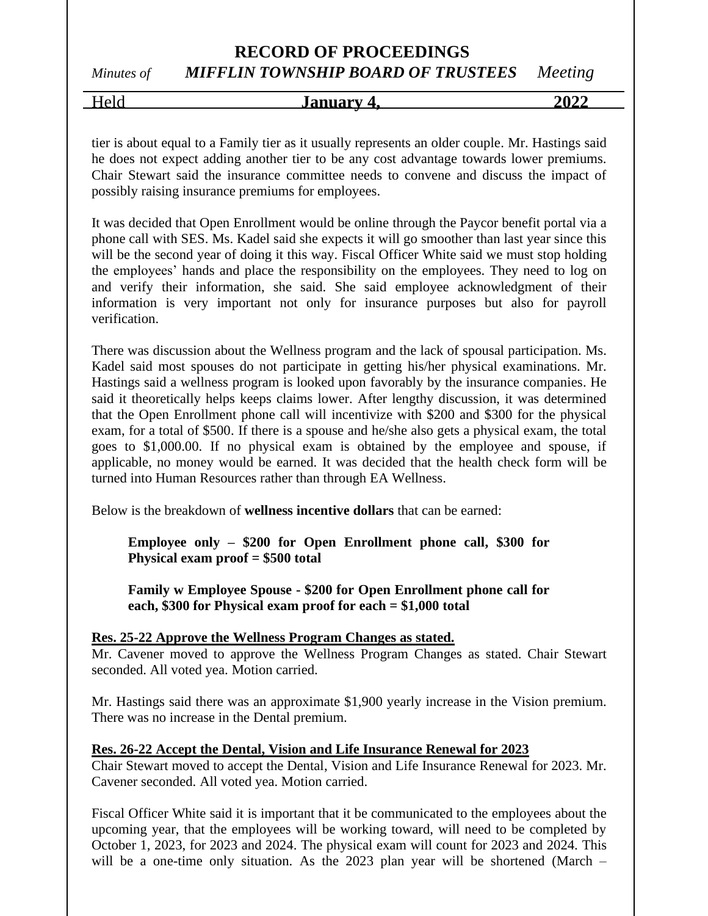tier is about equal to a Family tier as it usually represents an older couple. Mr. Hastings said he does not expect adding another tier to be any cost advantage towards lower premiums. Chair Stewart said the insurance committee needs to convene and discuss the impact of possibly raising insurance premiums for employees.

It was decided that Open Enrollment would be online through the Paycor benefit portal via a phone call with SES. Ms. Kadel said she expects it will go smoother than last year since this will be the second year of doing it this way. Fiscal Officer White said we must stop holding the employees' hands and place the responsibility on the employees. They need to log on and verify their information, she said. She said employee acknowledgment of their information is very important not only for insurance purposes but also for payroll verification.

There was discussion about the Wellness program and the lack of spousal participation. Ms. Kadel said most spouses do not participate in getting his/her physical examinations. Mr. Hastings said a wellness program is looked upon favorably by the insurance companies. He said it theoretically helps keeps claims lower. After lengthy discussion, it was determined that the Open Enrollment phone call will incentivize with $200 and $300 for the physical exam, for a total of $500. If there is a spouse and he/she also gets a physical exam, the total goes to $1,000.00. If no physical exam is obtained by the employee and spouse, if applicable, no money would be earned. It was decided that the health check form will be turned into Human Resources rather than through EA Wellness.

Below is the breakdown of **wellness incentive dollars** that can be earned:

> **Employee only – $200 for Open Enrollment phone call, $300 for Physical exam proof = $500 total**
>
> **Family w Employee Spouse - $200 for Open Enrollment phone call for each, $300 for Physical exam proof for each = $1,000 total**

**<u>Res. 25-22 Approve the Wellness Program Changes as stated.</u>**
Mr. Cavener moved to approve the Wellness Program Changes as stated. Chair Stewart seconded. All voted yea. Motion carried.

Mr. Hastings said there was an approximate $1,900 yearly increase in the Vision premium. There was no increase in the Dental premium.

**<u>Res. 26-22 Accept the Dental, Vision and Life Insurance Renewal for 2023</u>**
Chair Stewart moved to accept the Dental, Vision and Life Insurance Renewal for 2023. Mr. Cavener seconded. All voted yea. Motion carried.

Fiscal Officer White said it is important that it be communicated to the employees about the upcoming year, that the employees will be working toward, will need to be completed by October 1, 2023, for 2023 and 2024. The physical exam will count for 2023 and 2024. This will be a one-time only situation. As the 2023 plan year will be shortened (March –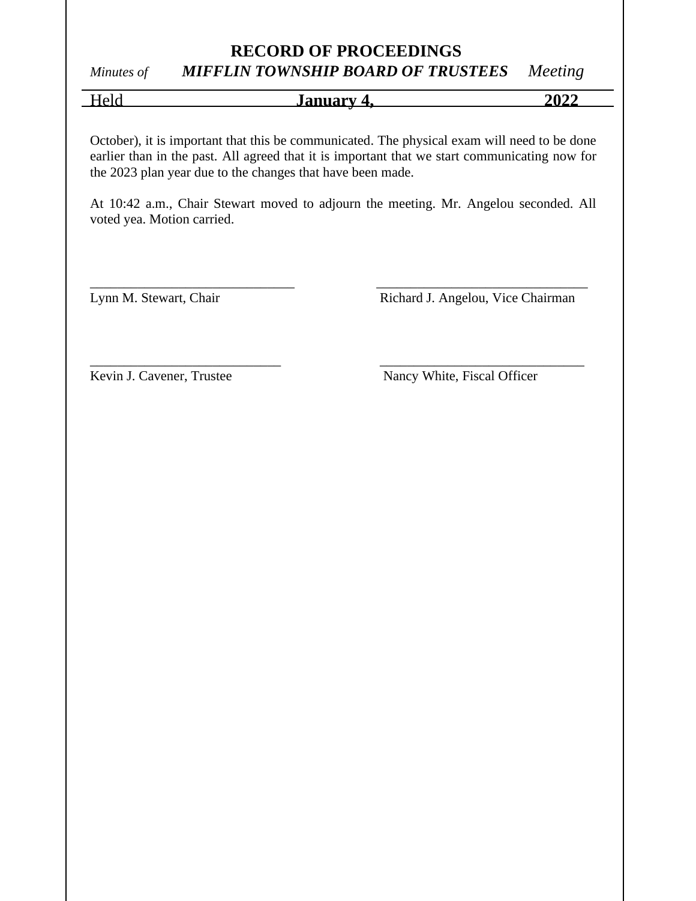October), it is important that this be communicated. The physical exam will need to be done earlier than in the past. All agreed that it is important that we start communicating now for the 2023 plan year due to the changes that have been made.

At 10:42 a.m., Chair Stewart moved to adjourn the meeting. Mr. Angelou seconded. All voted yea. Motion carried.

| | |
|---|---|
| ______________________________ | ______________________________ |
| Lynn M. Stewart, Chair | Richard J. Angelou, Vice Chairman |
| ______________________________ | ______________________________ |
| Kevin J. Cavener, Trustee | Nancy White, Fiscal Officer |